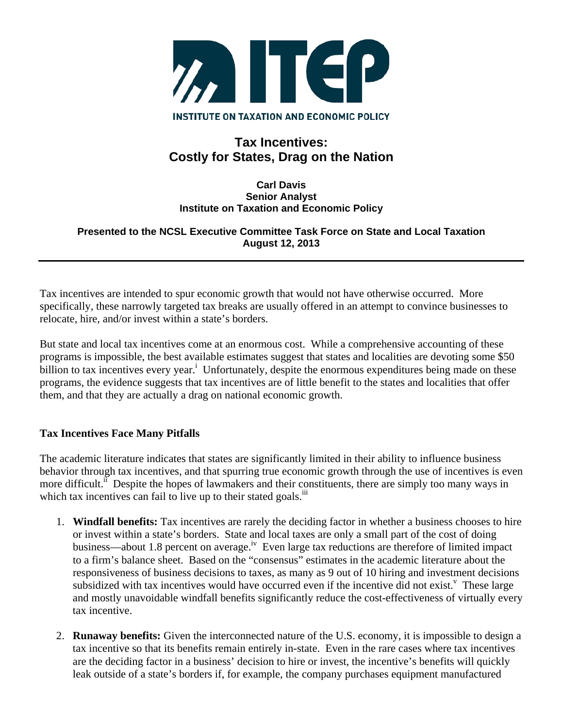ITEP

INSTITUTE ON TAXATION AND ECONOMIC POLICY

# Tax Incentives: Costly for States, Drag on the Nation

**Carl Davis**
**Senior Analyst**
**Institute on Taxation and Economic Policy**

**Presented to the NCSL Executive Committee Task Force on State and Local Taxation**
**August 12, 2013**

---

Tax incentives are intended to spur economic growth that would not have otherwise occurred. More specifically, these narrowly targeted tax breaks are usually offered in an attempt to convince businesses to relocate, hire, and/or invest within a state's borders.

But state and local tax incentives come at an enormous cost. While a comprehensive accounting of these programs is impossible, the best available estimates suggest that states and localities are devoting some $50 billion to tax incentives every year.[i] Unfortunately, despite the enormous expenditures being made on these programs, the evidence suggests that tax incentives are of little benefit to the states and localities that offer them, and that they are actually a drag on national economic growth.

## Tax Incentives Face Many Pitfalls

The academic literature indicates that states are significantly limited in their ability to influence business behavior through tax incentives, and that spurring true economic growth through the use of incentives is even more difficult.[ii] Despite the hopes of lawmakers and their constituents, there are simply too many ways in which tax incentives can fail to live up to their stated goals.[iii]

1. **Windfall benefits:** Tax incentives are rarely the deciding factor in whether a business chooses to hire or invest within a state's borders. State and local taxes are only a small part of the cost of doing business—about 1.8 percent on average.[iv] Even large tax reductions are therefore of limited impact to a firm's balance sheet. Based on the "consensus" estimates in the academic literature about the responsiveness of business decisions to taxes, as many as 9 out of 10 hiring and investment decisions subsidized with tax incentives would have occurred even if the incentive did not exist.[v] These large and mostly unavoidable windfall benefits significantly reduce the cost-effectiveness of virtually every tax incentive.

2. **Runaway benefits:** Given the interconnected nature of the U.S. economy, it is impossible to design a tax incentive so that its benefits remain entirely in-state. Even in the rare cases where tax incentives are the deciding factor in a business' decision to hire or invest, the incentive's benefits will quickly leak outside of a state's borders if, for example, the company purchases equipment manufactured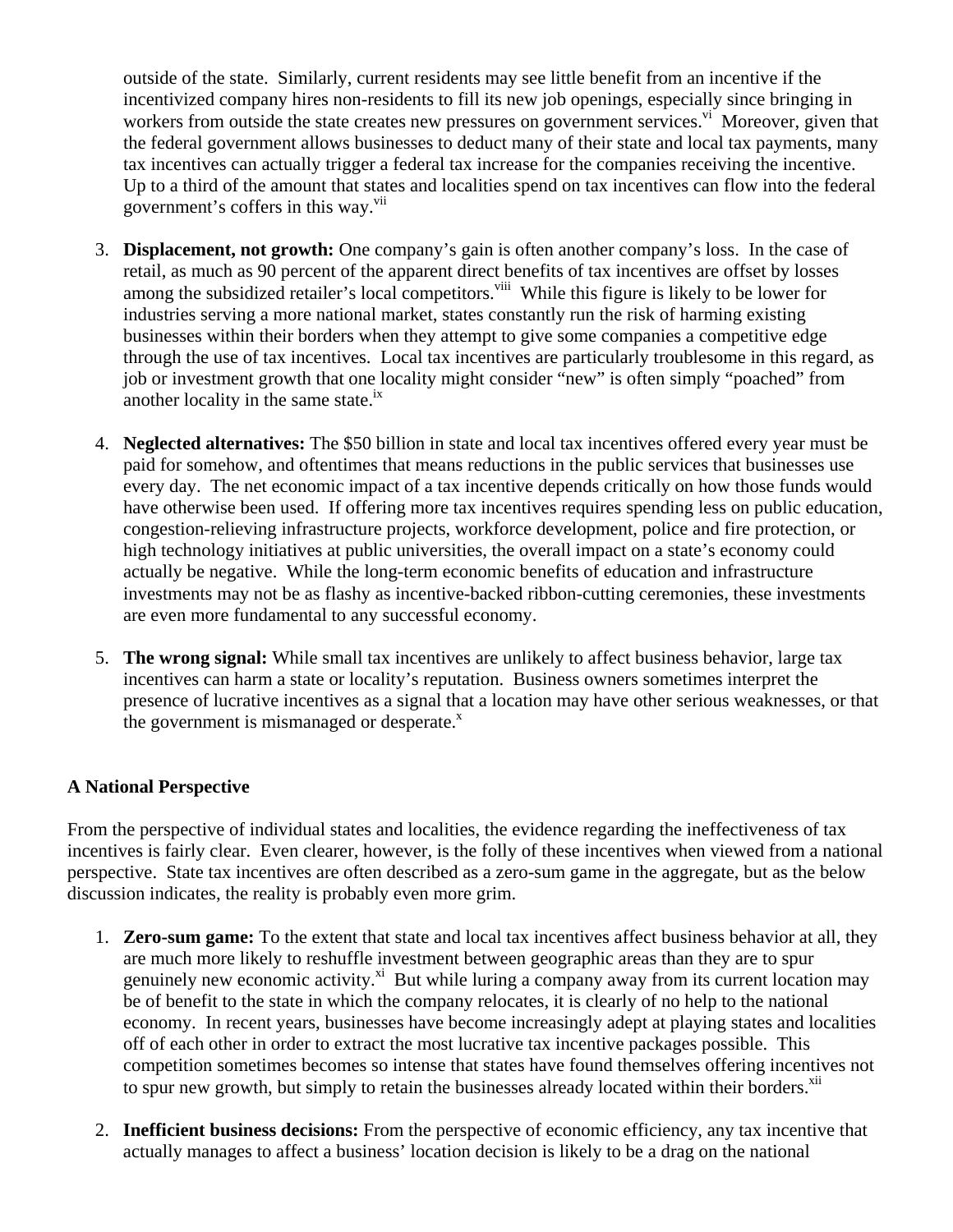outside of the state. Similarly, current residents may see little benefit from an incentive if the incentivized company hires non-residents to fill its new job openings, especially since bringing in workers from outside the state creates new pressures on government services.[vi] Moreover, given that the federal government allows businesses to deduct many of their state and local tax payments, many tax incentives can actually trigger a federal tax increase for the companies receiving the incentive. Up to a third of the amount that states and localities spend on tax incentives can flow into the federal government's coffers in this way.[vii]

3. **Displacement, not growth:** One company's gain is often another company's loss. In the case of retail, as much as 90 percent of the apparent direct benefits of tax incentives are offset by losses among the subsidized retailer's local competitors.[viii] While this figure is likely to be lower for industries serving a more national market, states constantly run the risk of harming existing businesses within their borders when they attempt to give some companies a competitive edge through the use of tax incentives. Local tax incentives are particularly troublesome in this regard, as job or investment growth that one locality might consider "new" is often simply "poached" from another locality in the same state.[ix]

4. **Neglected alternatives:** The $50 billion in state and local tax incentives offered every year must be paid for somehow, and oftentimes that means reductions in the public services that businesses use every day. The net economic impact of a tax incentive depends critically on how those funds would have otherwise been used. If offering more tax incentives requires spending less on public education, congestion-relieving infrastructure projects, workforce development, police and fire protection, or high technology initiatives at public universities, the overall impact on a state's economy could actually be negative. While the long-term economic benefits of education and infrastructure investments may not be as flashy as incentive-backed ribbon-cutting ceremonies, these investments are even more fundamental to any successful economy.

5. **The wrong signal:** While small tax incentives are unlikely to affect business behavior, large tax incentives can harm a state or locality's reputation. Business owners sometimes interpret the presence of lucrative incentives as a signal that a location may have other serious weaknesses, or that the government is mismanaged or desperate.[x]

## A National Perspective

From the perspective of individual states and localities, the evidence regarding the ineffectiveness of tax incentives is fairly clear. Even clearer, however, is the folly of these incentives when viewed from a national perspective. State tax incentives are often described as a zero-sum game in the aggregate, but as the below discussion indicates, the reality is probably even more grim.

1. **Zero-sum game:** To the extent that state and local tax incentives affect business behavior at all, they are much more likely to reshuffle investment between geographic areas than they are to spur genuinely new economic activity.[xi] But while luring a company away from its current location may be of benefit to the state in which the company relocates, it is clearly of no help to the national economy. In recent years, businesses have become increasingly adept at playing states and localities off of each other in order to extract the most lucrative tax incentive packages possible. This competition sometimes becomes so intense that states have found themselves offering incentives not to spur new growth, but simply to retain the businesses already located within their borders.[xii]

2. **Inefficient business decisions:** From the perspective of economic efficiency, any tax incentive that actually manages to affect a business' location decision is likely to be a drag on the national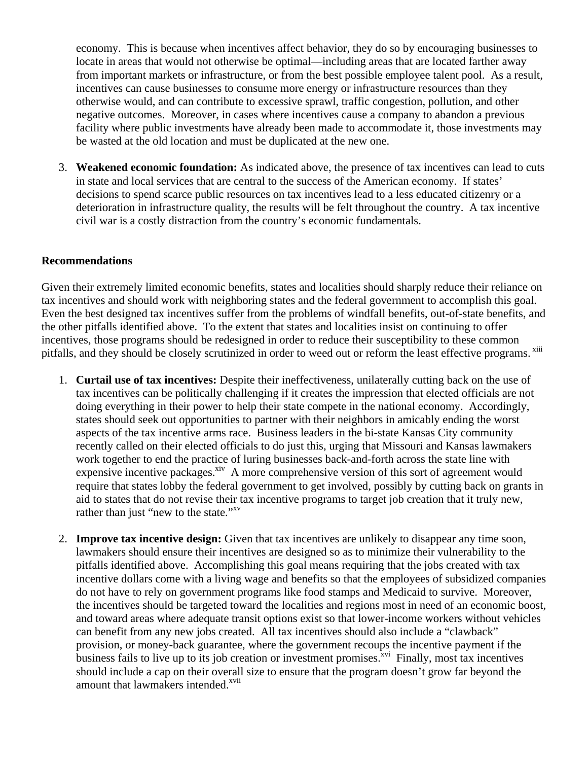economy. This is because when incentives affect behavior, they do so by encouraging businesses to locate in areas that would not otherwise be optimal—including areas that are located farther away from important markets or infrastructure, or from the best possible employee talent pool. As a result, incentives can cause businesses to consume more energy or infrastructure resources than they otherwise would, and can contribute to excessive sprawl, traffic congestion, pollution, and other negative outcomes. Moreover, in cases where incentives cause a company to abandon a previous facility where public investments have already been made to accommodate it, those investments may be wasted at the old location and must be duplicated at the new one.

3. **Weakened economic foundation:** As indicated above, the presence of tax incentives can lead to cuts in state and local services that are central to the success of the American economy. If states' decisions to spend scarce public resources on tax incentives lead to a less educated citizenry or a deterioration in infrastructure quality, the results will be felt throughout the country. A tax incentive civil war is a costly distraction from the country's economic fundamentals.

**Recommendations**

Given their extremely limited economic benefits, states and localities should sharply reduce their reliance on tax incentives and should work with neighboring states and the federal government to accomplish this goal. Even the best designed tax incentives suffer from the problems of windfall benefits, out-of-state benefits, and the other pitfalls identified above. To the extent that states and localities insist on continuing to offer incentives, those programs should be redesigned in order to reduce their susceptibility to these common pitfalls, and they should be closely scrutinized in order to weed out or reform the least effective programs. [xiii]

1. **Curtail use of tax incentives:** Despite their ineffectiveness, unilaterally cutting back on the use of tax incentives can be politically challenging if it creates the impression that elected officials are not doing everything in their power to help their state compete in the national economy. Accordingly, states should seek out opportunities to partner with their neighbors in amicably ending the worst aspects of the tax incentive arms race. Business leaders in the bi-state Kansas City community recently called on their elected officials to do just this, urging that Missouri and Kansas lawmakers work together to end the practice of luring businesses back-and-forth across the state line with expensive incentive packages.[xiv] A more comprehensive version of this sort of agreement would require that states lobby the federal government to get involved, possibly by cutting back on grants in aid to states that do not revise their tax incentive programs to target job creation that it truly new, rather than just "new to the state."[xv]

2. **Improve tax incentive design:** Given that tax incentives are unlikely to disappear any time soon, lawmakers should ensure their incentives are designed so as to minimize their vulnerability to the pitfalls identified above. Accomplishing this goal means requiring that the jobs created with tax incentive dollars come with a living wage and benefits so that the employees of subsidized companies do not have to rely on government programs like food stamps and Medicaid to survive. Moreover, the incentives should be targeted toward the localities and regions most in need of an economic boost, and toward areas where adequate transit options exist so that lower-income workers without vehicles can benefit from any new jobs created. All tax incentives should also include a "clawback" provision, or money-back guarantee, where the government recoups the incentive payment if the business fails to live up to its job creation or investment promises.[xvi] Finally, most tax incentives should include a cap on their overall size to ensure that the program doesn't grow far beyond the amount that lawmakers intended.[xvii]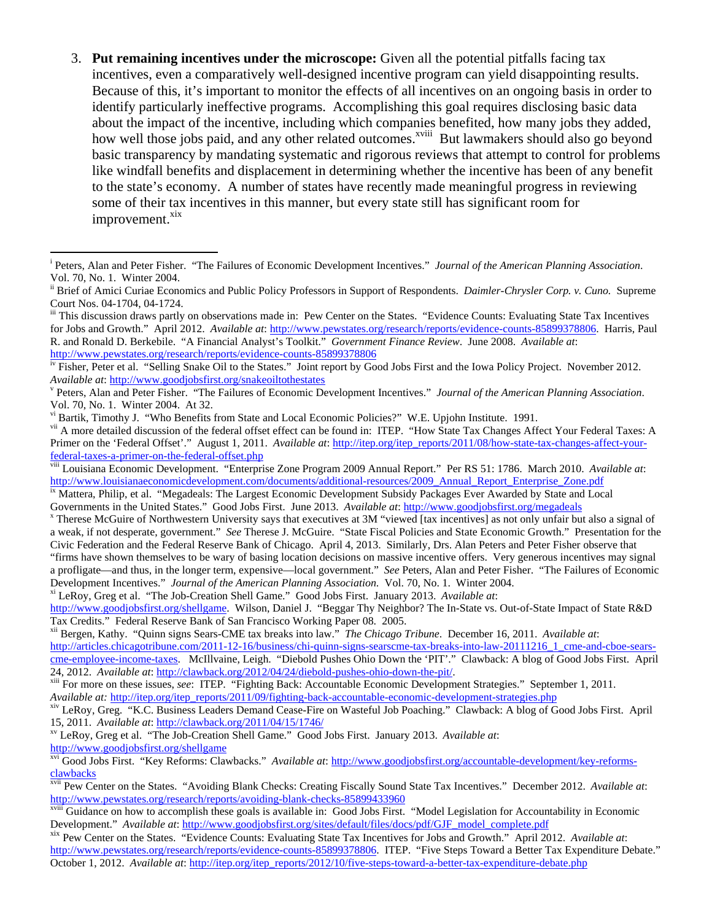3. **Put remaining incentives under the microscope:** Given all the potential pitfalls facing tax incentives, even a comparatively well-designed incentive program can yield disappointing results. Because of this, it's important to monitor the effects of all incentives on an ongoing basis in order to identify particularly ineffective programs. Accomplishing this goal requires disclosing basic data about the impact of the incentive, including which companies benefited, how many jobs they added, how well those jobs paid, and any other related outcomes.[xviii] But lawmakers should also go beyond basic transparency by mandating systematic and rigorous reviews that attempt to control for problems like windfall benefits and displacement in determining whether the incentive has been of any benefit to the state's economy. A number of states have recently made meaningful progress in reviewing some of their tax incentives in this manner, but every state still has significant room for improvement.[xix]

---

[i] Peters, Alan and Peter Fisher. "The Failures of Economic Development Incentives." *Journal of the American Planning Association*. Vol. 70, No. 1. Winter 2004.

[ii] Brief of Amici Curiae Economics and Public Policy Professors in Support of Respondents. *Daimler-Chrysler Corp. v. Cuno.* Supreme Court Nos. 04-1704, 04-1724.

[iii] This discussion draws partly on observations made in: Pew Center on the States. "Evidence Counts: Evaluating State Tax Incentives for Jobs and Growth." April 2012. *Available at*: http://www.pewstates.org/research/reports/evidence-counts-85899378806. Harris, Paul R. and Ronald D. Berkebile. "A Financial Analyst's Toolkit." *Government Finance Review*. June 2008. *Available at*: http://www.pewstates.org/research/reports/evidence-counts-85899378806

[iv] Fisher, Peter et al. "Selling Snake Oil to the States." Joint report by Good Jobs First and the Iowa Policy Project. November 2012. *Available at*: http://www.goodjobsfirst.org/snakeoiltothestates

[v] Peters, Alan and Peter Fisher. "The Failures of Economic Development Incentives." *Journal of the American Planning Association*. Vol. 70, No. 1. Winter 2004. At 32.

[vi] Bartik, Timothy J. "Who Benefits from State and Local Economic Policies?" W.E. Upjohn Institute. 1991.

[vii] A more detailed discussion of the federal offset effect can be found in: ITEP. "How State Tax Changes Affect Your Federal Taxes: A Primer on the 'Federal Offset'." August 1, 2011. *Available at*: http://itep.org/itep_reports/2011/08/how-state-tax-changes-affect-your-federal-taxes-a-primer-on-the-federal-offset.php

[viii] Louisiana Economic Development. "Enterprise Zone Program 2009 Annual Report." Per RS 51: 1786. March 2010. *Available at*: http://www.louisianaeconomicdevelopment.com/documents/additional-resources/2009_Annual_Report_Enterprise_Zone.pdf

[ix] Mattera, Philip, et al. "Megadeals: The Largest Economic Development Subsidy Packages Ever Awarded by State and Local Governments in the United States." Good Jobs First. June 2013. *Available at*: http://www.goodjobsfirst.org/megadeals

[x] Therese McGuire of Northwestern University says that executives at 3M "viewed [tax incentives] as not only unfair but also a signal of a weak, if not desperate, government." *See* Therese J. McGuire. "State Fiscal Policies and State Economic Growth." Presentation for the Civic Federation and the Federal Reserve Bank of Chicago. April 4, 2013. Similarly, Drs. Alan Peters and Peter Fisher observe that "firms have shown themselves to be wary of basing location decisions on massive incentive offers. Very generous incentives may signal a profligate—and thus, in the longer term, expensive—local government." *See* Peters, Alan and Peter Fisher. "The Failures of Economic Development Incentives." *Journal of the American Planning Association.* Vol. 70, No. 1. Winter 2004.

[xi] LeRoy, Greg et al. "The Job-Creation Shell Game." Good Jobs First. January 2013. *Available at*: http://www.goodjobsfirst.org/shellgame. Wilson, Daniel J. "Beggar Thy Neighbor? The In-State vs. Out-of-State Impact of State R&D Tax Credits." Federal Reserve Bank of San Francisco Working Paper 08. 2005.

[xii] Bergen, Kathy. "Quinn signs Sears-CME tax breaks into law." *The Chicago Tribune*. December 16, 2011. *Available at*: http://articles.chicagotribune.com/2011-12-16/business/chi-quinn-signs-searscme-tax-breaks-into-law-20111216_1_cme-and-cboe-sears-cme-employee-income-taxes. McIllvaine, Leigh. "Diebold Pushes Ohio Down the 'PIT'." Clawback: A blog of Good Jobs First. April 24, 2012. *Available at*: http://clawback.org/2012/04/24/diebold-pushes-ohio-down-the-pit/.

[xiii] For more on these issues, *see*: ITEP. "Fighting Back: Accountable Economic Development Strategies." September 1, 2011. *Available at:* http://itep.org/itep_reports/2011/09/fighting-back-accountable-economic-development-strategies.php

[xiv] LeRoy, Greg. "K.C. Business Leaders Demand Cease-Fire on Wasteful Job Poaching." Clawback: A blog of Good Jobs First. April 15, 2011. *Available at*: http://clawback.org/2011/04/15/1746/

[xv] LeRoy, Greg et al. "The Job-Creation Shell Game." Good Jobs First. January 2013. *Available at*: http://www.goodjobsfirst.org/shellgame

[xvi] Good Jobs First. "Key Reforms: Clawbacks." *Available at*: http://www.goodjobsfirst.org/accountable-development/key-reforms-clawbacks

[xvii] Pew Center on the States. "Avoiding Blank Checks: Creating Fiscally Sound State Tax Incentives." December 2012. *Available at*: http://www.pewstates.org/research/reports/avoiding-blank-checks-85899433960

[xviii] Guidance on how to accomplish these goals is available in: Good Jobs First. "Model Legislation for Accountability in Economic Development." *Available at*: http://www.goodjobsfirst.org/sites/default/files/docs/pdf/GJF_model_complete.pdf

[xix] Pew Center on the States. "Evidence Counts: Evaluating State Tax Incentives for Jobs and Growth." April 2012. *Available at*: http://www.pewstates.org/research/reports/evidence-counts-85899378806. ITEP. "Five Steps Toward a Better Tax Expenditure Debate." October 1, 2012. *Available at*: http://itep.org/itep_reports/2012/10/five-steps-toward-a-better-tax-expenditure-debate.php